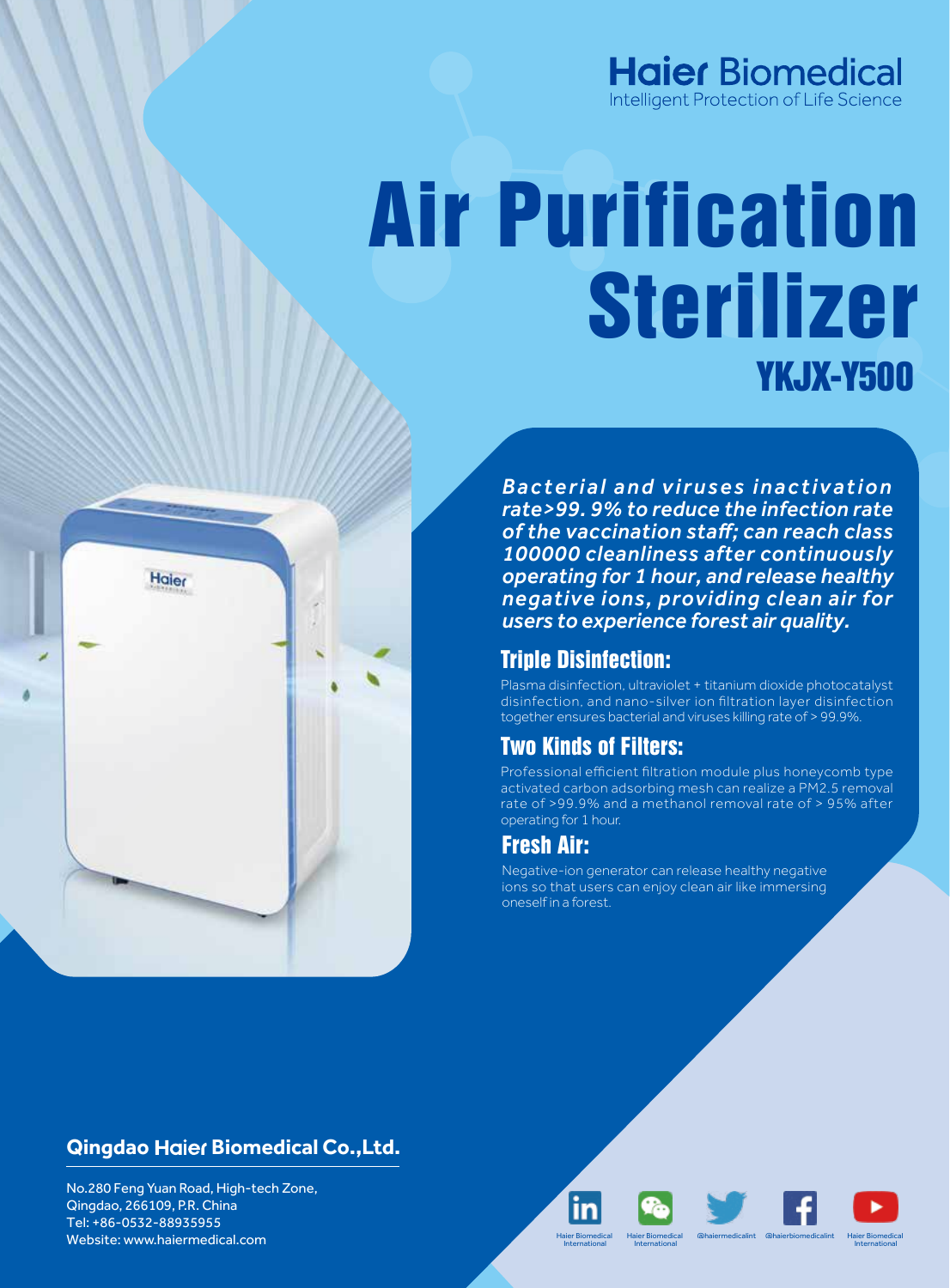**Haier Biomedical**
Intelligent Protection of Life Science

# Air Purification Sterilizer

## YKJX-Y500

***Bacterial and viruses inactivation rate>99. 9% to reduce the infection rate of the vaccination staff; can reach class 100000 cleanliness after continuously operating for 1 hour, and release healthy negative ions, providing clean air for users to experience forest air quality.***

### Triple Disinfection:

Plasma disinfection, ultraviolet + titanium dioxide photocatalyst disinfection, and nano-silver ion filtration layer disinfection together ensures bacterial and viruses killing rate of > 99.9%.

### Two Kinds of Filters:

Professional efficient filtration module plus honeycomb type activated carbon adsorbing mesh can realize a PM2.5 removal rate of >99.9% and a methanol removal rate of > 95% after operating for 1 hour.

### Fresh Air:

Negative-ion generator can release healthy negative ions so that users can enjoy clean air like immersing oneself in a forest.

**Qingdao Haier Biomedical Co.,Ltd.**

No.280 Feng Yuan Road, High-tech Zone,
Qingdao, 266109, P.R. China
Tel: +86-0532-88935955
Website: www.haiermedical.com

Haier Biomedical International | Haier Biomedical International | @haiermedicalint | @haierbiomedicalint | Haier Biomedical International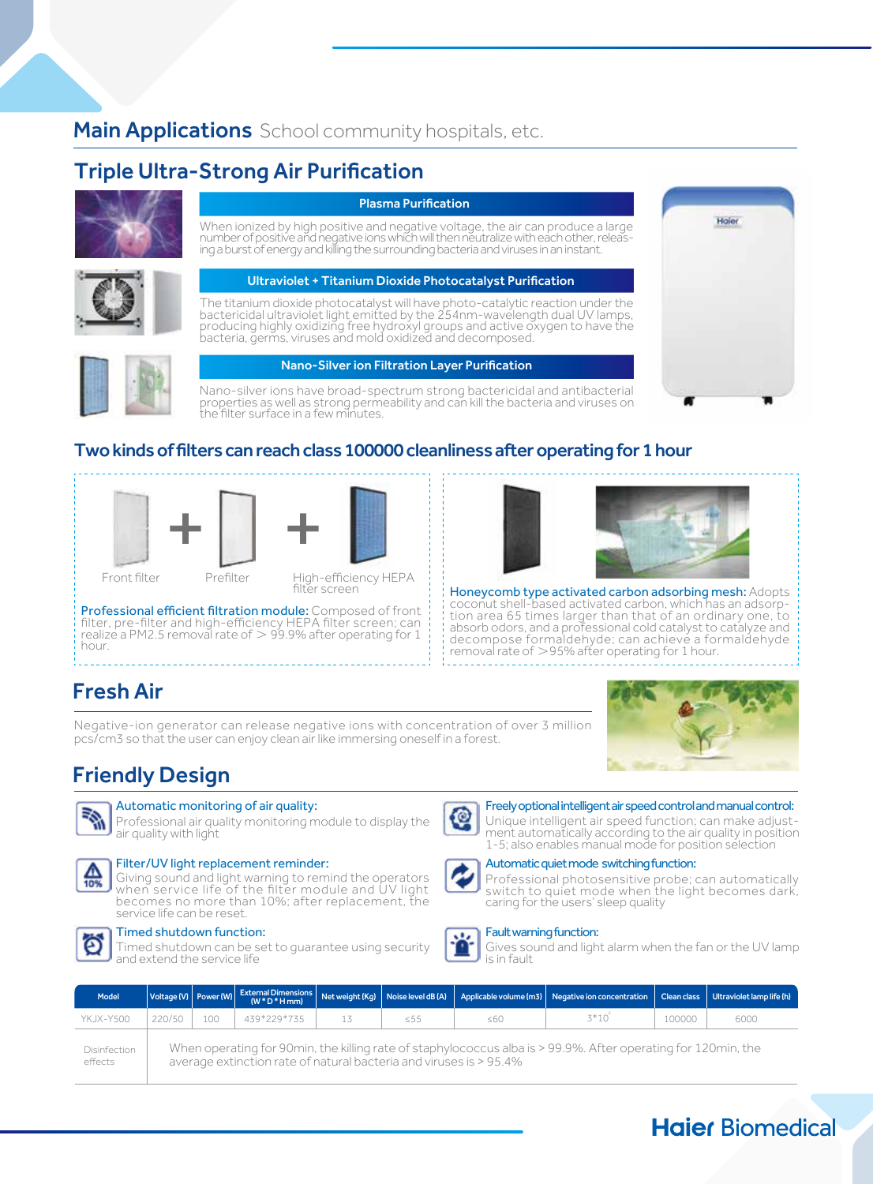## Main Applications School community hospitals, etc.

## Triple Ultra-Strong Air Purification

### Plasma Purification

When ionized by high positive and negative voltage, the air can produce a large number of positive and negative ions which will then neutralize with each other, releasing a burst of energy and killing the surrounding bacteria and viruses in an instant.

### Ultraviolet + Titanium Dioxide Photocatalyst Purification

The titanium dioxide photocatalyst will have photo-catalytic reaction under the bactericidal ultraviolet light emitted by the 254nm-wavelength dual UV lamps, producing highly oxidizing free hydroxyl groups and active oxygen to have the bacteria, germs, viruses and mold oxidized and decomposed.

### Nano-Silver ion Filtration Layer Purification

Nano-silver ions have broad-spectrum strong bactericidal and antibacterial properties as well as strong permeability and can kill the bacteria and viruses on the filter surface in a few minutes.

## Two kinds of filters can reach class 100000 cleanliness after operating for 1 hour

Front filter + Prefilter + High-efficiency HEPA filter screen

**Professional efficient filtration module:** Composed of front filter, pre-filter and high-efficiency HEPA filter screen; can realize a PM2.5 removal rate of > 99.9% after operating for 1 hour.

**Honeycomb type activated carbon adsorbing mesh:** Adopts coconut shell-based activated carbon, which has an adsorption area 65 times larger than that of an ordinary one, to absorb odors, and a professional cold catalyst to catalyze and decompose formaldehyde; can achieve a formaldehyde removal rate of >95% after operating for 1 hour.

## Fresh Air

Negative-ion generator can release negative ions with concentration of over 3 million pcs/cm3 so that the user can enjoy clean air like immersing oneself in a forest.

## Friendly Design

**Automatic monitoring of air quality:**
Professional air quality monitoring module to display the air quality with light

**Filter/UV light replacement reminder:**
Giving sound and light warning to remind the operators when service life of the filter module and UV light becomes no more than 10%; after replacement, the service life can be reset.

**Timed shutdown function:**
Timed shutdown can be set to guarantee using security and extend the service life

**Freely optional intelligent air speed control and manual control:**
Unique intelligent air speed function; can make adjustment automatically according to the air quality in position 1-5; also enables manual mode for position selection

**Automatic quiet mode switching function:**
Professional photosensitive probe; can automatically switch to quiet mode when the light becomes dark, caring for the users' sleep quality

**Fault warning function:**
Gives sound and light alarm when the fan or the UV lamp is in fault

| Model | Voltage (V) | Power (W) | External Dimensions (W*D*H mm) | Net weight (Kg) | Noise level dB (A) | Applicable volume (m3) | Negative ion concentration | Clean class | Ultraviolet lamp life (h) |
|---|---|---|---|---|---|---|---|---|---|
| YKJX-Y500 | 220/50 | 100 | 439*229*735 | 13 | ≤55 | ≤60 | $3*10^6$ | 100000 | 6000 |
| Disinfection effects | When operating for 90min, the killing rate of staphylococcus alba is > 99.9%. After operating for 120min, the average extinction rate of natural bacteria and viruses is > 95.4% | | | | | | | | |

Haier Biomedical